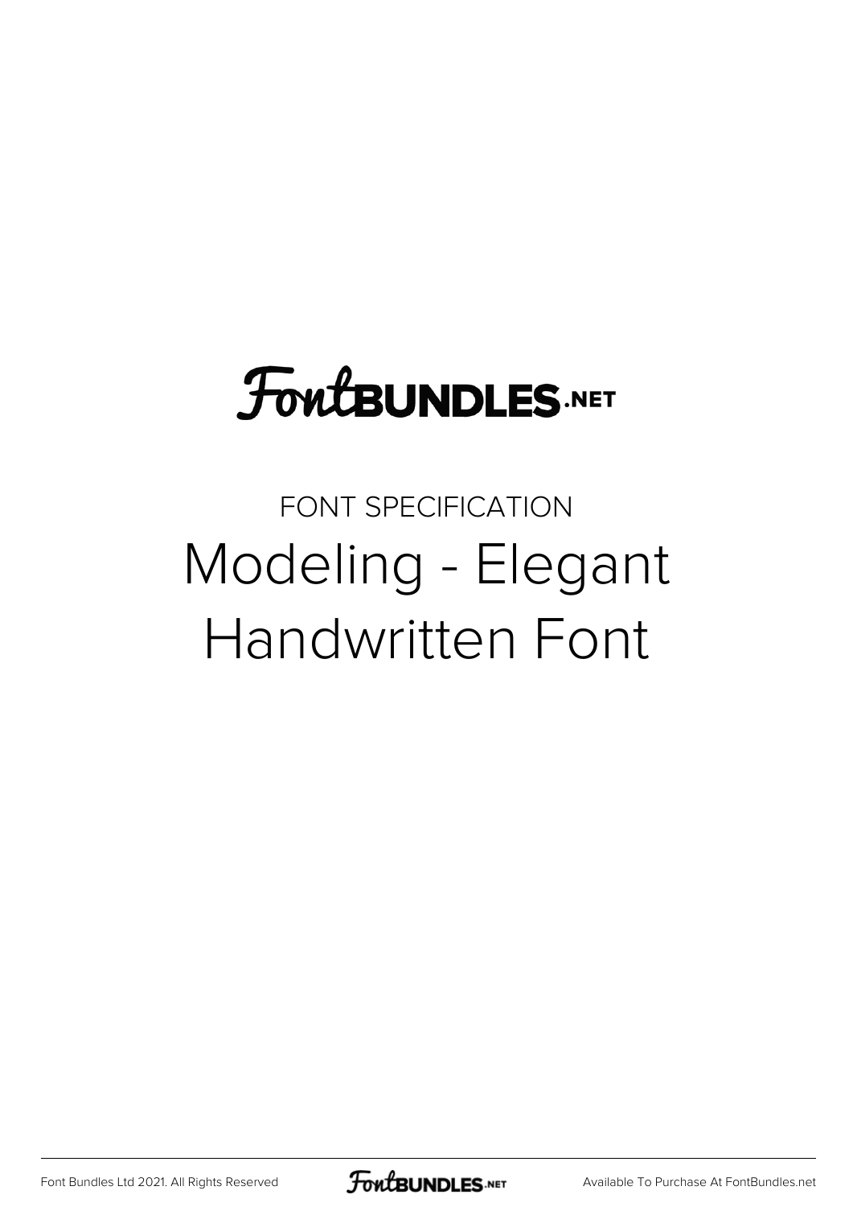FontBUNDLES.NET

FONT SPECIFICATION

# Modeling - Elegant Handwritten Font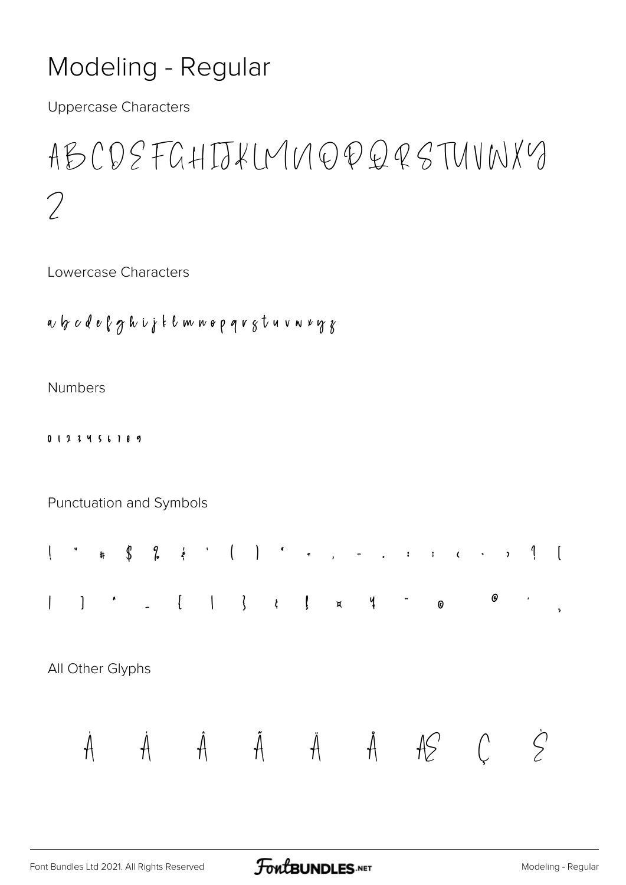# Modeling - Regular

Uppercase Characters

ABCDEFGHIJKLMNOPQRSTUVWXY
Z

Lowercase Characters

a b c d e f g h i j k l m n o p q r s t u v w x y z

Numbers

0 1 2 3 4 5 6 7 8 9

Punctuation and Symbols

! " # $ % & ' ( ) * + , - . : ; < = > ? [

| ] ^ _ { | } ¢ £ ¤ ¥ ¨ © ® ´ ¸

All Other Glyphs

À Á Â Ã Ä Å Æ Ç È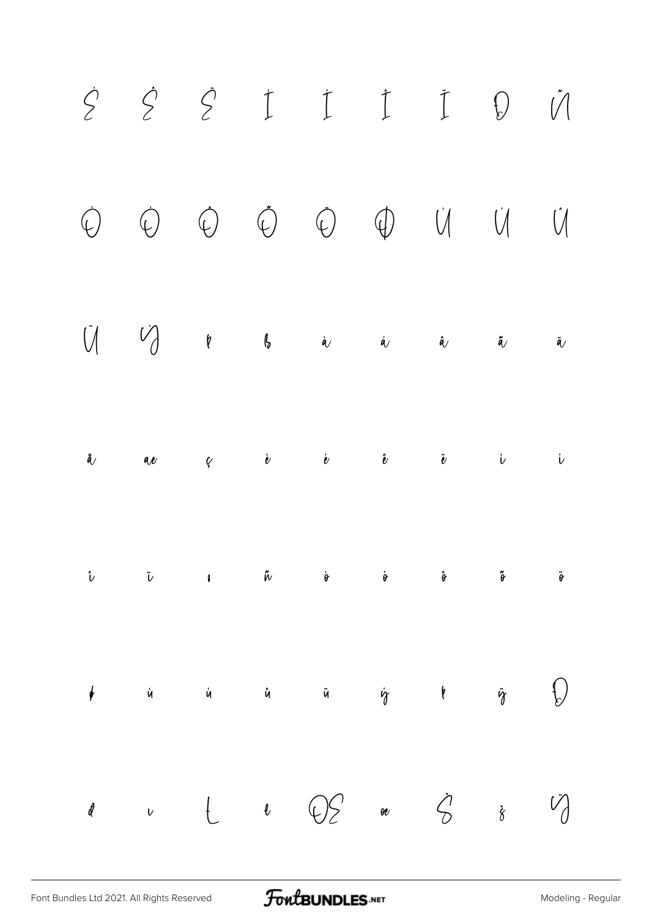É Ê Ë Ì Í Î Ï Ð Ñ

Ò Ó Ô Õ Ö Ø Ù Ú Û

Ü Ý Þ ß à á â ã ä

å æ ç è é ê ë ì í

î ï ð ñ ò ó ô õ ö

ø ù ú û ü ý þ ÿ Đ

đ ı Ł ł Œ œ Š š Ÿ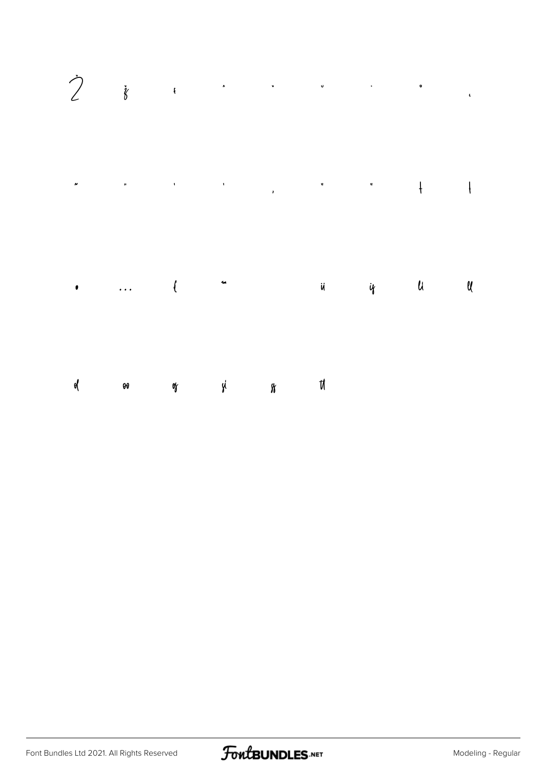Ž ğ ŧ ˆ ˇ ˘ ˙ ˚ ˛

˜ ˝ ' ' ‚ " " † ‡

• … ƒ ™ ii ij li ll

ol oo oy yi yy tl